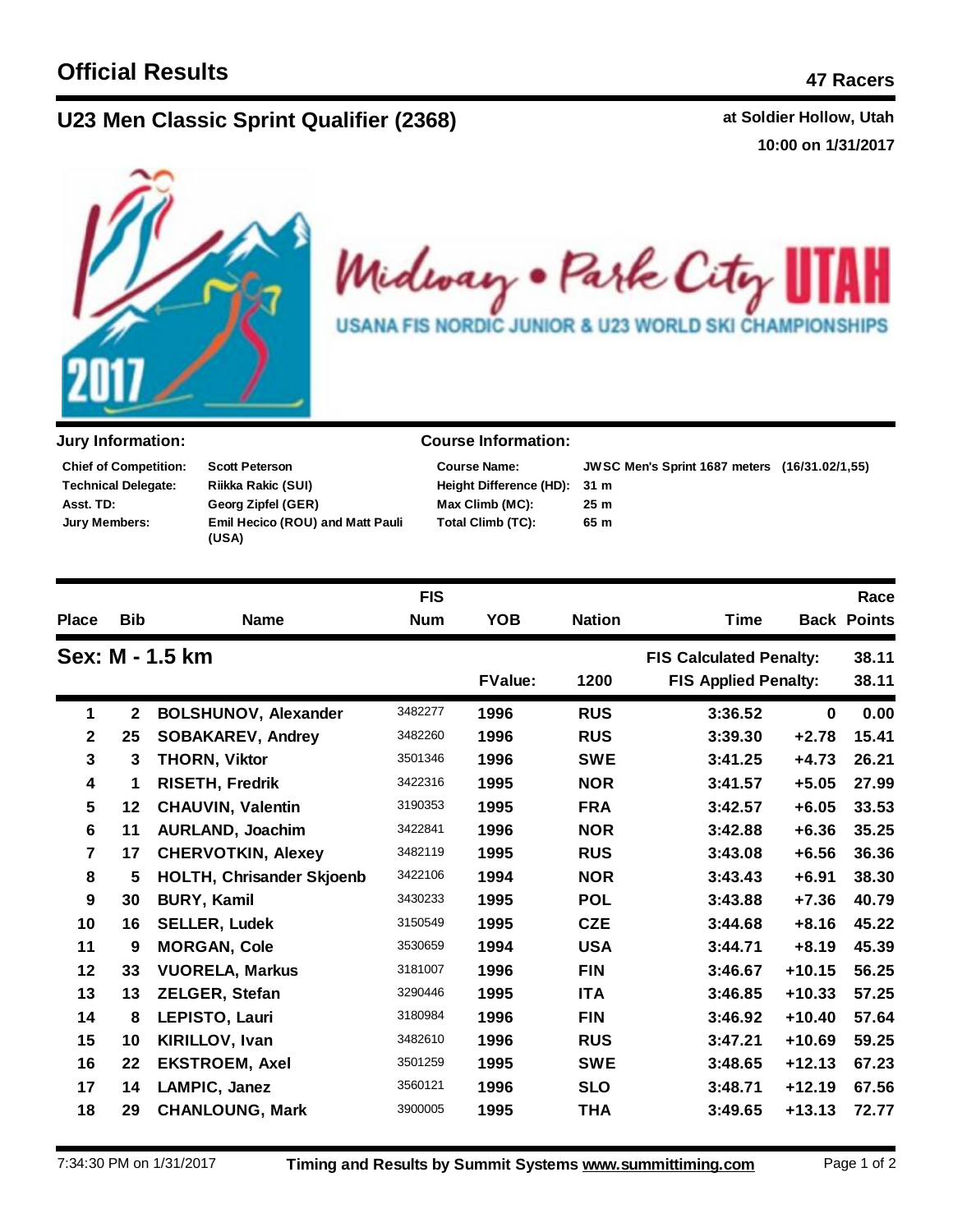# Official Results

**47 Racers**

## U23 Men Classic Sprint Qualifier (2368)

**at Soldier Hollow, Utah**
**10:00 on 1/31/2017**

Midway • Park City UTAH
USANA FIS NORDIC JUNIOR & U23 WORLD SKI CHAMPIONSHIPS

### Jury Information:

| | |
|---|---|
| **Chief of Competition:** | Scott Peterson |
| **Technical Delegate:** | Riikka Rakic (SUI) |
| **Asst. TD:** | Georg Zipfel (GER) |
| **Jury Members:** | Emil Hecico (ROU) and Matt Pauli (USA) |

### Course Information:

| | |
|---|---|
| **Course Name:** | JWSC Men's Sprint 1687 meters (16/31.02/1,55) |
| **Height Difference (HD):** | 31 m |
| **Max Climb (MC):** | 25 m |
| **Total Climb (TC):** | 65 m |

### Sex: M - 1.5 km

FValue: 1200 — FIS Calculated Penalty: 38.11 — FIS Applied Penalty: 38.11

| Place | Bib | Name | FIS Num | YOB | Nation | Time | Back | Race Points |
|---|---|---|---|---|---|---|---|---|
| 1 | 2 | BOLSHUNOV, Alexander | 3482277 | 1996 | RUS | 3:36.52 | 0 | 0.00 |
| 2 | 25 | SOBAKAREV, Andrey | 3482260 | 1996 | RUS | 3:39.30 | +2.78 | 15.41 |
| 3 | 3 | THORN, Viktor | 3501346 | 1996 | SWE | 3:41.25 | +4.73 | 26.21 |
| 4 | 1 | RISETH, Fredrik | 3422316 | 1995 | NOR | 3:41.57 | +5.05 | 27.99 |
| 5 | 12 | CHAUVIN, Valentin | 3190353 | 1995 | FRA | 3:42.57 | +6.05 | 33.53 |
| 6 | 11 | AURLAND, Joachim | 3422841 | 1996 | NOR | 3:42.88 | +6.36 | 35.25 |
| 7 | 17 | CHERVOTKIN, Alexey | 3482119 | 1995 | RUS | 3:43.08 | +6.56 | 36.36 |
| 8 | 5 | HOLTH, Chrisander Skjoenb | 3422106 | 1994 | NOR | 3:43.43 | +6.91 | 38.30 |
| 9 | 30 | BURY, Kamil | 3430233 | 1995 | POL | 3:43.88 | +7.36 | 40.79 |
| 10 | 16 | SELLER, Ludek | 3150549 | 1995 | CZE | 3:44.68 | +8.16 | 45.22 |
| 11 | 9 | MORGAN, Cole | 3530659 | 1994 | USA | 3:44.71 | +8.19 | 45.39 |
| 12 | 33 | VUORELA, Markus | 3181007 | 1996 | FIN | 3:46.67 | +10.15 | 56.25 |
| 13 | 13 | ZELGER, Stefan | 3290446 | 1995 | ITA | 3:46.85 | +10.33 | 57.25 |
| 14 | 8 | LEPISTO, Lauri | 3180984 | 1996 | FIN | 3:46.92 | +10.40 | 57.64 |
| 15 | 10 | KIRILLOV, Ivan | 3482610 | 1996 | RUS | 3:47.21 | +10.69 | 59.25 |
| 16 | 22 | EKSTROEM, Axel | 3501259 | 1995 | SWE | 3:48.65 | +12.13 | 67.23 |
| 17 | 14 | LAMPIC, Janez | 3560121 | 1996 | SLO | 3:48.71 | +12.19 | 67.56 |
| 18 | 29 | CHANLOUNG, Mark | 3900005 | 1995 | THA | 3:49.65 | +13.13 | 72.77 |

7:34:30 PM on 1/31/2017 — Timing and Results by Summit Systems www.summittiming.com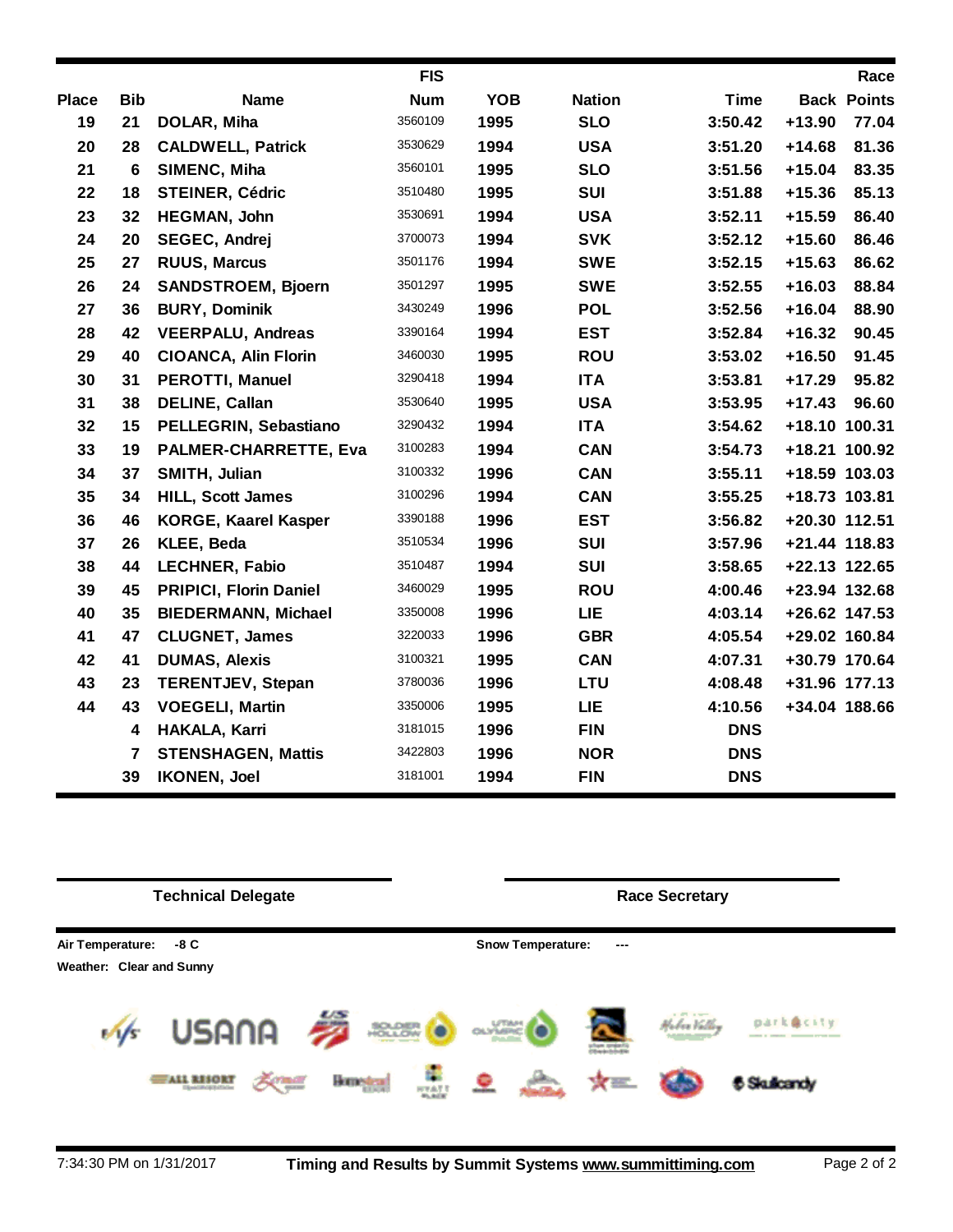| Place | Bib | Name | FIS Num | YOB | Nation | Time | Back | Race Points |
|---|---|---|---|---|---|---|---|---|
| 19 | 21 | DOLAR, Miha | 3560109 | 1995 | SLO | 3:50.42 | +13.90 | 77.04 |
| 20 | 28 | CALDWELL, Patrick | 3530629 | 1994 | USA | 3:51.20 | +14.68 | 81.36 |
| 21 | 6 | SIMENC, Miha | 3560101 | 1995 | SLO | 3:51.56 | +15.04 | 83.35 |
| 22 | 18 | STEINER, Cédric | 3510480 | 1995 | SUI | 3:51.88 | +15.36 | 85.13 |
| 23 | 32 | HEGMAN, John | 3530691 | 1994 | USA | 3:52.11 | +15.59 | 86.40 |
| 24 | 20 | SEGEC, Andrej | 3700073 | 1994 | SVK | 3:52.12 | +15.60 | 86.46 |
| 25 | 27 | RUUS, Marcus | 3501176 | 1994 | SWE | 3:52.15 | +15.63 | 86.62 |
| 26 | 24 | SANDSTROEM, Bjoern | 3501297 | 1995 | SWE | 3:52.55 | +16.03 | 88.84 |
| 27 | 36 | BURY, Dominik | 3430249 | 1996 | POL | 3:52.56 | +16.04 | 88.90 |
| 28 | 42 | VEERPALU, Andreas | 3390164 | 1994 | EST | 3:52.84 | +16.32 | 90.45 |
| 29 | 40 | CIOANCA, Alin Florin | 3460030 | 1995 | ROU | 3:53.02 | +16.50 | 91.45 |
| 30 | 31 | PEROTTI, Manuel | 3290418 | 1994 | ITA | 3:53.81 | +17.29 | 95.82 |
| 31 | 38 | DELINE, Callan | 3530640 | 1995 | USA | 3:53.95 | +17.43 | 96.60 |
| 32 | 15 | PELLEGRIN, Sebastiano | 3290432 | 1994 | ITA | 3:54.62 | +18.10 | 100.31 |
| 33 | 19 | PALMER-CHARRETTE, Eva | 3100283 | 1994 | CAN | 3:54.73 | +18.21 | 100.92 |
| 34 | 37 | SMITH, Julian | 3100332 | 1996 | CAN | 3:55.11 | +18.59 | 103.03 |
| 35 | 34 | HILL, Scott James | 3100296 | 1994 | CAN | 3:55.25 | +18.73 | 103.81 |
| 36 | 46 | KORGE, Kaarel Kasper | 3390188 | 1996 | EST | 3:56.82 | +20.30 | 112.51 |
| 37 | 26 | KLEE, Beda | 3510534 | 1996 | SUI | 3:57.96 | +21.44 | 118.83 |
| 38 | 44 | LECHNER, Fabio | 3510487 | 1994 | SUI | 3:58.65 | +22.13 | 122.65 |
| 39 | 45 | PRIPICI, Florin Daniel | 3460029 | 1995 | ROU | 4:00.46 | +23.94 | 132.68 |
| 40 | 35 | BIEDERMANN, Michael | 3350008 | 1996 | LIE | 4:03.14 | +26.62 | 147.53 |
| 41 | 47 | CLUGNET, James | 3220033 | 1996 | GBR | 4:05.54 | +29.02 | 160.84 |
| 42 | 41 | DUMAS, Alexis | 3100321 | 1995 | CAN | 4:07.31 | +30.79 | 170.64 |
| 43 | 23 | TERENTJEV, Stepan | 3780036 | 1996 | LTU | 4:08.48 | +31.96 | 177.13 |
| 44 | 43 | VOEGELI, Martin | 3350006 | 1995 | LIE | 4:10.56 | +34.04 | 188.66 |
| | 4 | HAKALA, Karri | 3181015 | 1996 | FIN | DNS | | |
| | 7 | STENSHAGEN, Mattis | 3422803 | 1996 | NOR | DNS | | |
| | 39 | IKONEN, Joel | 3181001 | 1994 | FIN | DNS | | |

Technical Delegate

Race Secretary

**Air Temperature:** -8 C

**Snow Temperature:** ---

**Weather:** Clear and Sunny

7:34:30 PM on 1/31/2017 — Timing and Results by Summit Systems www.summittiming.com